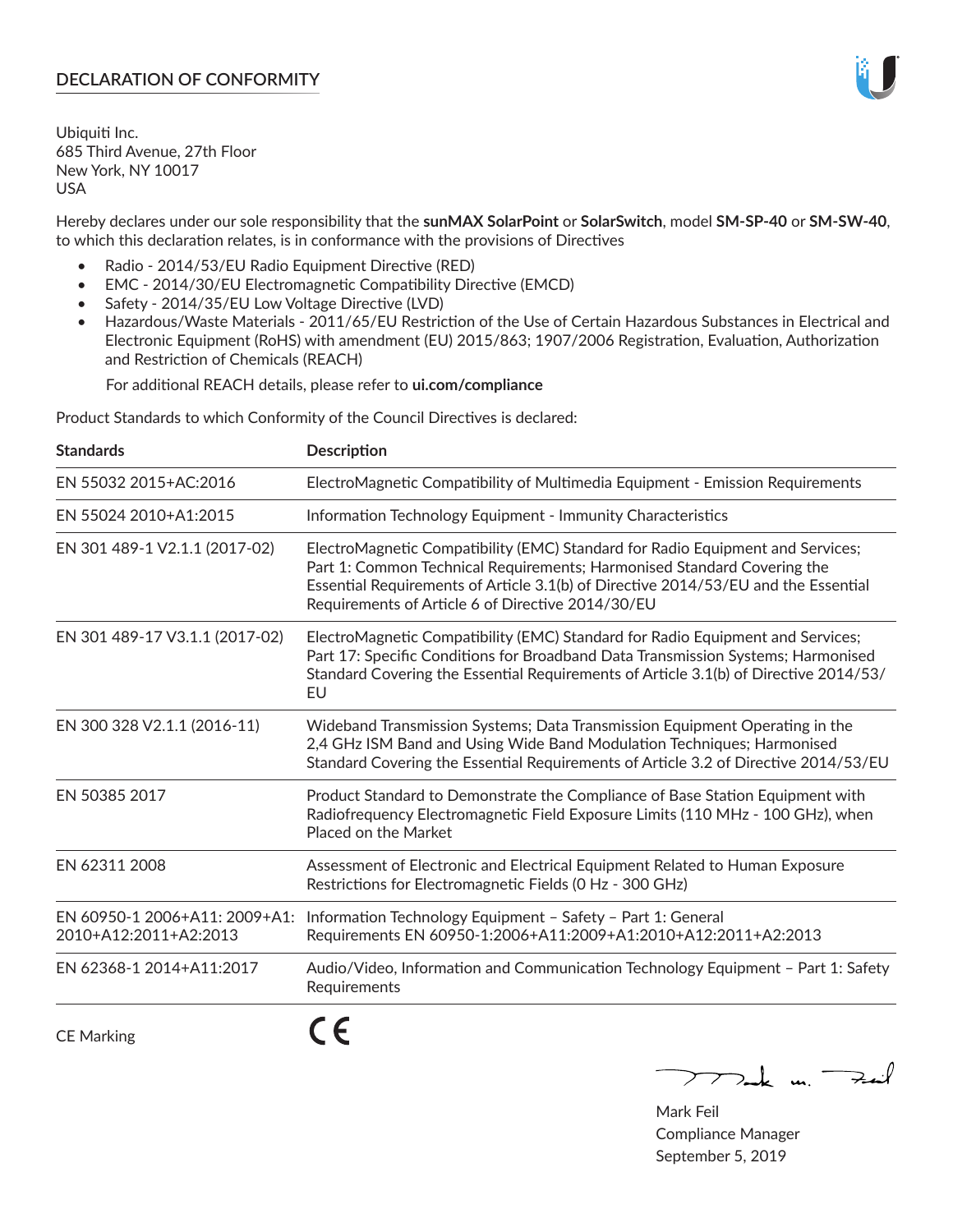# DECLARATION OF CONFORMITY

Ubiquiti Inc.
685 Third Avenue, 27th Floor
New York, NY 10017
USA

Hereby declares under our sole responsibility that the **sunMAX SolarPoint** or **SolarSwitch**, model **SM-SP-40** or **SM-SW-40**, to which this declaration relates, is in conformance with the provisions of Directives

- Radio - 2014/53/EU Radio Equipment Directive (RED)
- EMC - 2014/30/EU Electromagnetic Compatibility Directive (EMCD)
- Safety - 2014/35/EU Low Voltage Directive (LVD)
- Hazardous/Waste Materials - 2011/65/EU Restriction of the Use of Certain Hazardous Substances in Electrical and Electronic Equipment (RoHS) with amendment (EU) 2015/863; 1907/2006 Registration, Evaluation, Authorization and Restriction of Chemicals (REACH)

  For additional REACH details, please refer to **ui.com/compliance**

Product Standards to which Conformity of the Council Directives is declared:

| Standards | Description |
|---|---|
| EN 55032 2015+AC:2016 | ElectroMagnetic Compatibility of Multimedia Equipment - Emission Requirements |
| EN 55024 2010+A1:2015 | Information Technology Equipment - Immunity Characteristics |
| EN 301 489-1 V2.1.1 (2017-02) | ElectroMagnetic Compatibility (EMC) Standard for Radio Equipment and Services; Part 1: Common Technical Requirements; Harmonised Standard Covering the Essential Requirements of Article 3.1(b) of Directive 2014/53/EU and the Essential Requirements of Article 6 of Directive 2014/30/EU |
| EN 301 489-17 V3.1.1 (2017-02) | ElectroMagnetic Compatibility (EMC) Standard for Radio Equipment and Services; Part 17: Specific Conditions for Broadband Data Transmission Systems; Harmonised Standard Covering the Essential Requirements of Article 3.1(b) of Directive 2014/53/EU |
| EN 300 328 V2.1.1 (2016-11) | Wideband Transmission Systems; Data Transmission Equipment Operating in the 2,4 GHz ISM Band and Using Wide Band Modulation Techniques; Harmonised Standard Covering the Essential Requirements of Article 3.2 of Directive 2014/53/EU |
| EN 50385 2017 | Product Standard to Demonstrate the Compliance of Base Station Equipment with Radiofrequency Electromagnetic Field Exposure Limits (110 MHz - 100 GHz), when Placed on the Market |
| EN 62311 2008 | Assessment of Electronic and Electrical Equipment Related to Human Exposure Restrictions for Electromagnetic Fields (0 Hz - 300 GHz) |
| EN 60950-1 2006+A11: 2009+A1: 2010+A12:2011+A2:2013 | Information Technology Equipment – Safety – Part 1: General Requirements EN 60950-1:2006+A11:2009+A1:2010+A12:2011+A2:2013 |
| EN 62368-1 2014+A11:2017 | Audio/Video, Information and Communication Technology Equipment – Part 1: Safety Requirements |

CE Marking CE

Mark Feil
Compliance Manager
September 5, 2019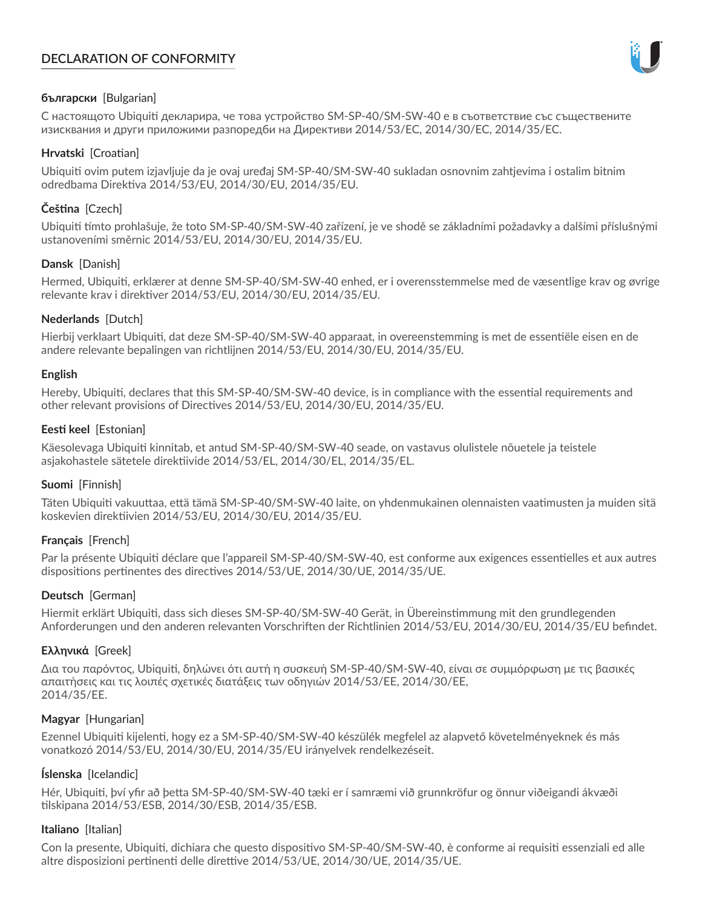# DECLARATION OF CONFORMITY

**български** [Bulgarian]

С настоящото Ubiquiti декларира, че това устройство SM-SP-40/SM-SW-40 е в съответствие със съществените изисквания и други приложими разпоредби на Директиви 2014/53/EC, 2014/30/ЕС, 2014/35/ЕС.

**Hrvatski** [Croatian]

Ubiquiti ovim putem izjavljuje da je ovaj uređaj SM-SP-40/SM-SW-40 sukladan osnovnim zahtjevima i ostalim bitnim odredbama Direktiva 2014/53/EU, 2014/30/EU, 2014/35/EU.

**Čeština** [Czech]

Ubiquiti tímto prohlašuje, že toto SM-SP-40/SM-SW-40 zařízení, je ve shodě se základními požadavky a dalšími příslušnými ustanoveními směrnic 2014/53/EU, 2014/30/EU, 2014/35/EU.

**Dansk** [Danish]

Hermed, Ubiquiti, erklærer at denne SM-SP-40/SM-SW-40 enhed, er i overensstemmelse med de væsentlige krav og øvrige relevante krav i direktiver 2014/53/EU, 2014/30/EU, 2014/35/EU.

**Nederlands** [Dutch]

Hierbij verklaart Ubiquiti, dat deze SM-SP-40/SM-SW-40 apparaat, in overeenstemming is met de essentiële eisen en de andere relevante bepalingen van richtlijnen 2014/53/EU, 2014/30/EU, 2014/35/EU.

**English**

Hereby, Ubiquiti, declares that this SM-SP-40/SM-SW-40 device, is in compliance with the essential requirements and other relevant provisions of Directives 2014/53/EU, 2014/30/EU, 2014/35/EU.

**Eesti keel** [Estonian]

Käesolevaga Ubiquiti kinnitab, et antud SM-SP-40/SM-SW-40 seade, on vastavus olulistele nõuetele ja teistele asjakohastele sätetele direktiivide 2014/53/EL, 2014/30/EL, 2014/35/EL.

**Suomi** [Finnish]

Täten Ubiquiti vakuuttaa, että tämä SM-SP-40/SM-SW-40 laite, on yhdenmukainen olennaisten vaatimusten ja muiden sitä koskevien direktiivien 2014/53/EU, 2014/30/EU, 2014/35/EU.

**Français** [French]

Par la présente Ubiquiti déclare que l'appareil SM-SP-40/SM-SW-40, est conforme aux exigences essentielles et aux autres dispositions pertinentes des directives 2014/53/UE, 2014/30/UE, 2014/35/UE.

**Deutsch** [German]

Hiermit erklärt Ubiquiti, dass sich dieses SM-SP-40/SM-SW-40 Gerät, in Übereinstimmung mit den grundlegenden Anforderungen und den anderen relevanten Vorschriften der Richtlinien 2014/53/EU, 2014/30/EU, 2014/35/EU befindet.

**Ελληνικά** [Greek]

Δια του παρόντος, Ubiquiti, δηλώνει ότι αυτή η συσκευή SM-SP-40/SM-SW-40, είναι σε συμμόρφωση με τις βασικές απαιτήσεις και τις λοιπές σχετικές διατάξεις των οδηγιών 2014/53/EE, 2014/30/EE, 2014/35/EE.

**Magyar** [Hungarian]

Ezennel Ubiquiti kijelenti, hogy ez a SM-SP-40/SM-SW-40 készülék megfelel az alapvető követelményeknek és más vonatkozó 2014/53/EU, 2014/30/EU, 2014/35/EU irányelvek rendelkezéseit.

**Íslenska** [Icelandic]

Hér, Ubiquiti, því yfir að þetta SM-SP-40/SM-SW-40 tæki er í samræmi við grunnkröfur og önnur viðeigandi ákvæði tilskipana 2014/53/ESB, 2014/30/ESB, 2014/35/ESB.

**Italiano** [Italian]

Con la presente, Ubiquiti, dichiara che questo dispositivo SM-SP-40/SM-SW-40, è conforme ai requisiti essenziali ed alle altre disposizioni pertinenti delle direttive 2014/53/UE, 2014/30/UE, 2014/35/UE.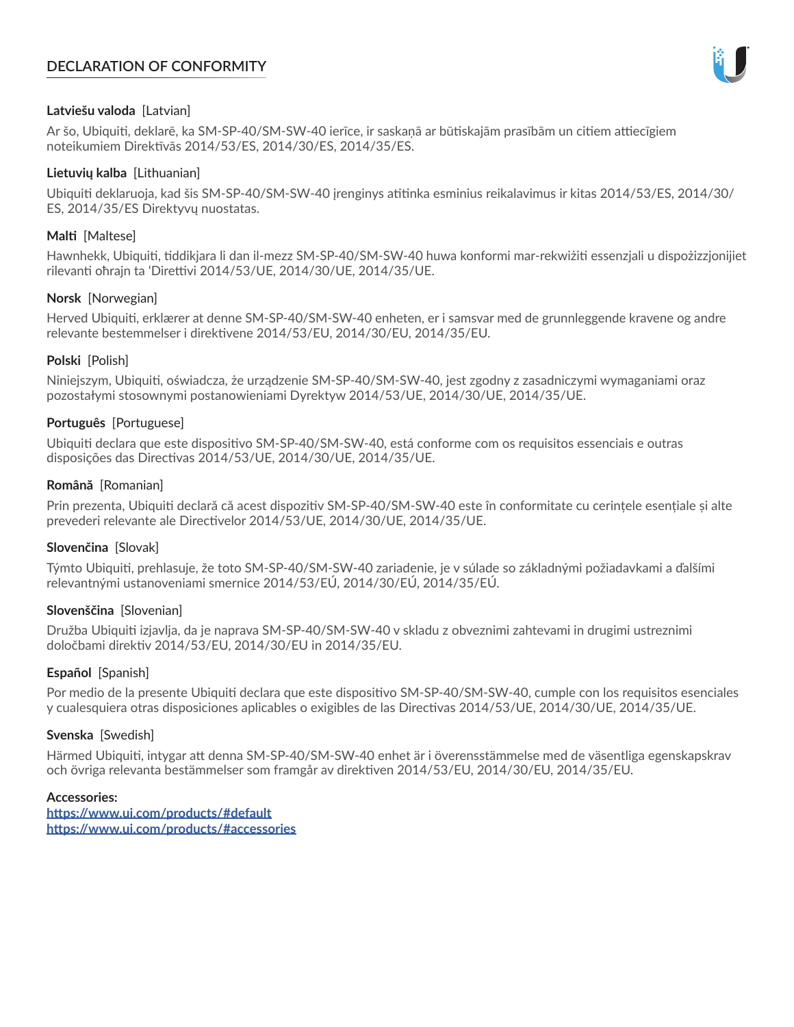## DECLARATION OF CONFORMITY

**Latviešu valoda** [Latvian]

Ar šo, Ubiquiti, deklarē, ka SM-SP-40/SM-SW-40 ierīce, ir saskaņā ar būtiskajām prasībām un citiem attiecīgiem noteikumiem Direktīvās 2014/53/ES, 2014/30/ES, 2014/35/ES.

**Lietuvių kalba** [Lithuanian]

Ubiquiti deklaruoja, kad šis SM-SP-40/SM-SW-40 įrenginys atitinka esminius reikalavimus ir kitas 2014/53/ES, 2014/30/ES, 2014/35/ES Direktyvų nuostatas.

**Malti** [Maltese]

Hawnhekk, Ubiquiti, tiddikjara li dan il-mezz SM-SP-40/SM-SW-40 huwa konformi mar-rekwiżiti essenzjali u dispożizzjonijiet rilevanti oħrajn ta 'Direttivi 2014/53/UE, 2014/30/UE, 2014/35/UE.

**Norsk** [Norwegian]

Herved Ubiquiti, erklærer at denne SM-SP-40/SM-SW-40 enheten, er i samsvar med de grunnleggende kravene og andre relevante bestemmelser i direktivene 2014/53/EU, 2014/30/EU, 2014/35/EU.

**Polski** [Polish]

Niniejszym, Ubiquiti, oświadcza, że urządzenie SM-SP-40/SM-SW-40, jest zgodny z zasadniczymi wymaganiami oraz pozostałymi stosownymi postanowieniami Dyrektyw 2014/53/UE, 2014/30/UE, 2014/35/UE.

**Português** [Portuguese]

Ubiquiti declara que este dispositivo SM-SP-40/SM-SW-40, está conforme com os requisitos essenciais e outras disposições das Directivas 2014/53/UE, 2014/30/UE, 2014/35/UE.

**Română** [Romanian]

Prin prezenta, Ubiquiti declară că acest dispozitiv SM-SP-40/SM-SW-40 este în conformitate cu cerințele esențiale și alte prevederi relevante ale Directivelor 2014/53/UE, 2014/30/UE, 2014/35/UE.

**Slovenčina** [Slovak]

Týmto Ubiquiti, prehlasuje, že toto SM-SP-40/SM-SW-40 zariadenie, je v súlade so základnými požiadavkami a ďalšími relevantnými ustanoveniami smernice 2014/53/EÚ, 2014/30/EÚ, 2014/35/EÚ.

**Slovenščina** [Slovenian]

Družba Ubiquiti izjavlja, da je naprava SM-SP-40/SM-SW-40 v skladu z obveznimi zahtevami in drugimi ustreznimi določbami direktiv 2014/53/EU, 2014/30/EU in 2014/35/EU.

**Español** [Spanish]

Por medio de la presente Ubiquiti declara que este dispositivo SM-SP-40/SM-SW-40, cumple con los requisitos esenciales y cualesquiera otras disposiciones aplicables o exigibles de las Directivas 2014/53/UE, 2014/30/UE, 2014/35/UE.

**Svenska** [Swedish]

Härmed Ubiquiti, intygar att denna SM-SP-40/SM-SW-40 enhet är i överensstämmelse med de väsentliga egenskapskrav och övriga relevanta bestämmelser som framgår av direktiven 2014/53/EU, 2014/30/EU, 2014/35/EU.

**Accessories:**
**https://www.ui.com/products/#default**
**https://www.ui.com/products/#accessories**